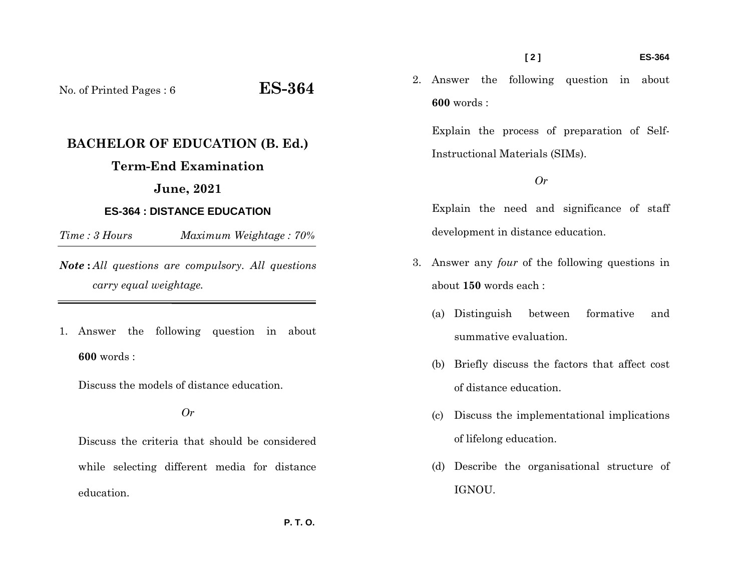No. of Printed Pages : 6

**ES-364**

# BACHELOR OF EDUCATION (B. Ed.)

## Term-End Examination

## June, 2021

### ES-364 : DISTANCE EDUCATION

*Time : 3 Hours* *Maximum Weightage : 70%*

***Note :*** *All questions are compulsory. All questions carry equal weightage.*

---

1. Answer the following question in about **600** words :

   Discuss the models of distance education.

   *Or*

   Discuss the criteria that should be considered while selecting different media for distance education.

2. Answer the following question in about **600** words :

   Explain the process of preparation of Self-Instructional Materials (SIMs).

   *Or*

   Explain the need and significance of staff development in distance education.

3. Answer any *four* of the following questions in about **150** words each :

   (a) Distinguish between formative and summative evaluation.

   (b) Briefly discuss the factors that affect cost of distance education.

   (c) Discuss the implementational implications of lifelong education.

   (d) Describe the organisational structure of IGNOU.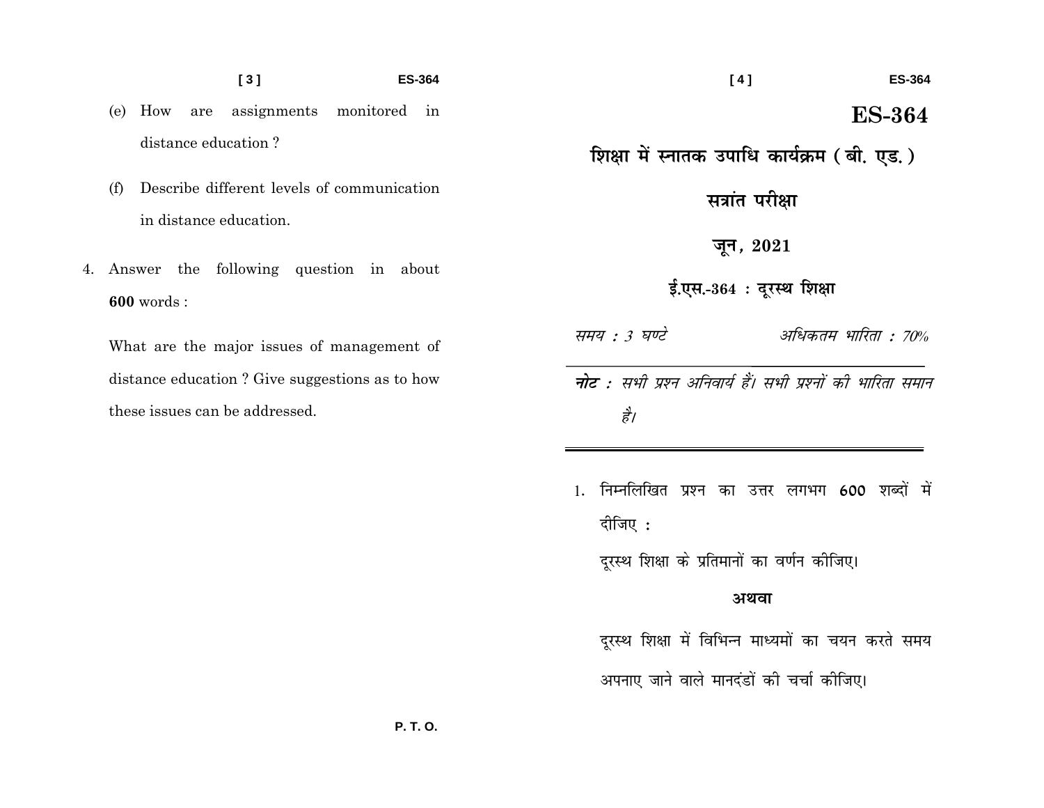(e) How are assignments monitored in distance education ?

(f) Describe different levels of communication in distance education.

4. Answer the following question in about **600** words :

What are the major issues of management of distance education ? Give suggestions as to how these issues can be addressed.

P. T. O.

# ES-364

## शिक्षा में स्नातक उपाधि कार्यक्रम ( बी. एड. )

## सत्रांत परीक्षा

## जून, 2021

## ई.एस.-364 : दूरस्थ शिक्षा

*समय : 3 घण्टे* *अधिकतम भारिता : 70%*

***नोट :*** *सभी प्रश्न अनिवार्य हैं। सभी प्रश्नों की भारिता समान है।*

1. निम्नलिखित प्रश्न का उत्तर लगभग **600** शब्दों में दीजिए :

दूरस्थ शिक्षा के प्रतिमानों का वर्णन कीजिए।

**अथवा**

दूरस्थ शिक्षा में विभिन्न माध्यमों का चयन करते समय अपनाए जाने वाले मानदंडों की चर्चा कीजिए।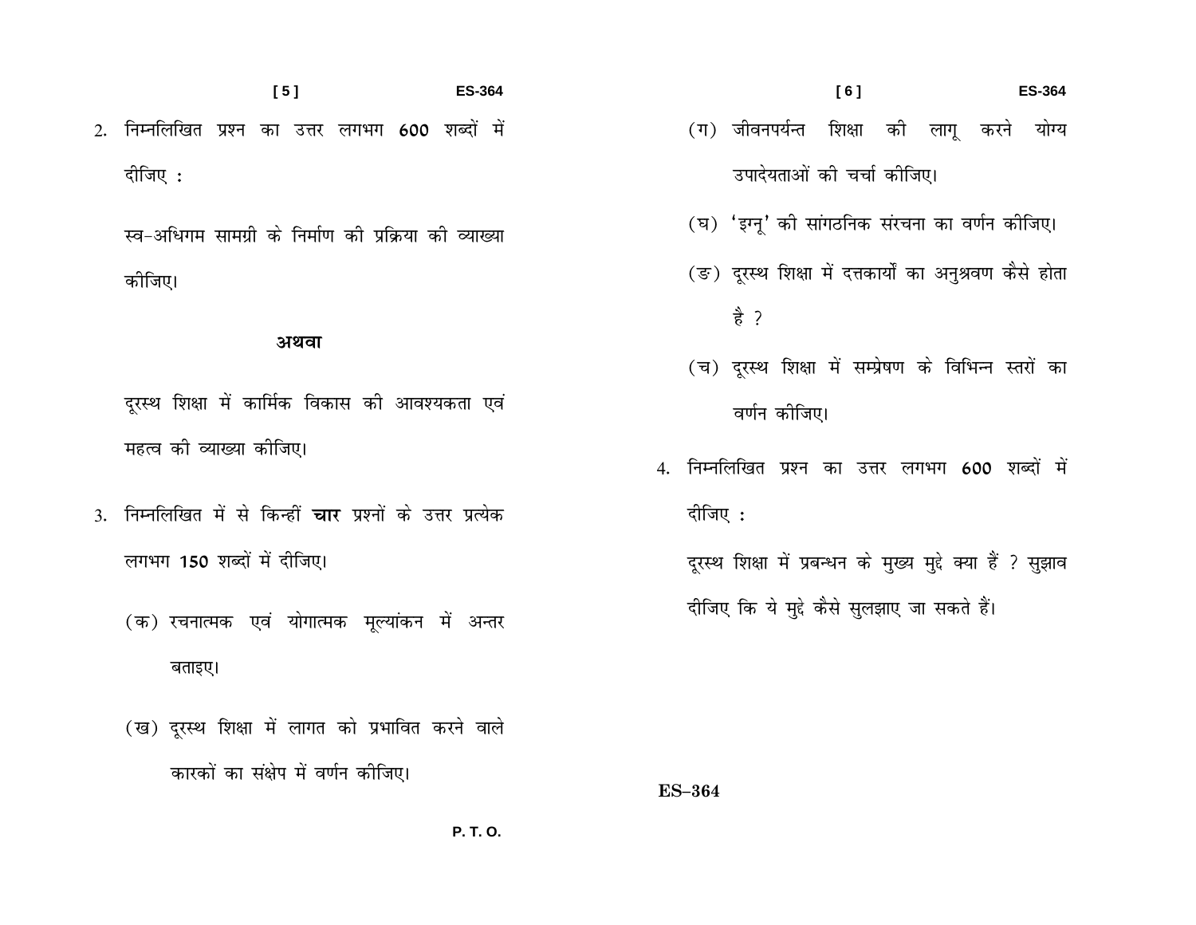2. निम्नलिखित प्रश्न का उत्तर लगभग 600 शब्दों में दीजिए :

   स्व-अधिगम सामग्री के निर्माण की प्रक्रिया की व्याख्या कीजिए।

   **अथवा**

   दूरस्थ शिक्षा में कार्मिक विकास की आवश्यकता एवं महत्व की व्याख्या कीजिए।

3. निम्नलिखित में से किन्हीं **चार** प्रश्नों के उत्तर प्रत्येक लगभग 150 शब्दों में दीजिए।

   (क) रचनात्मक एवं योगात्मक मूल्यांकन में अन्तर बताइए।

   (ख) दूरस्थ शिक्षा में लागत को प्रभावित करने वाले कारकों का संक्षेप में वर्णन कीजिए।

   (ग) जीवनपर्यन्त शिक्षा की लागू करने योग्य उपादेयताओं की चर्चा कीजिए।

   (घ) 'इग्नू' की सांगठनिक संरचना का वर्णन कीजिए।

   (ङ) दूरस्थ शिक्षा में दत्तकार्यों का अनुश्रवण कैसे होता है ?

   (च) दूरस्थ शिक्षा में सम्प्रेषण के विभिन्न स्तरों का वर्णन कीजिए।

4. निम्नलिखित प्रश्न का उत्तर लगभग 600 शब्दों में दीजिए :

   दूरस्थ शिक्षा में प्रबन्धन के मुख्य मुद्दे क्या हैं ? सुझाव दीजिए कि ये मुद्दे कैसे सुलझाए जा सकते हैं।